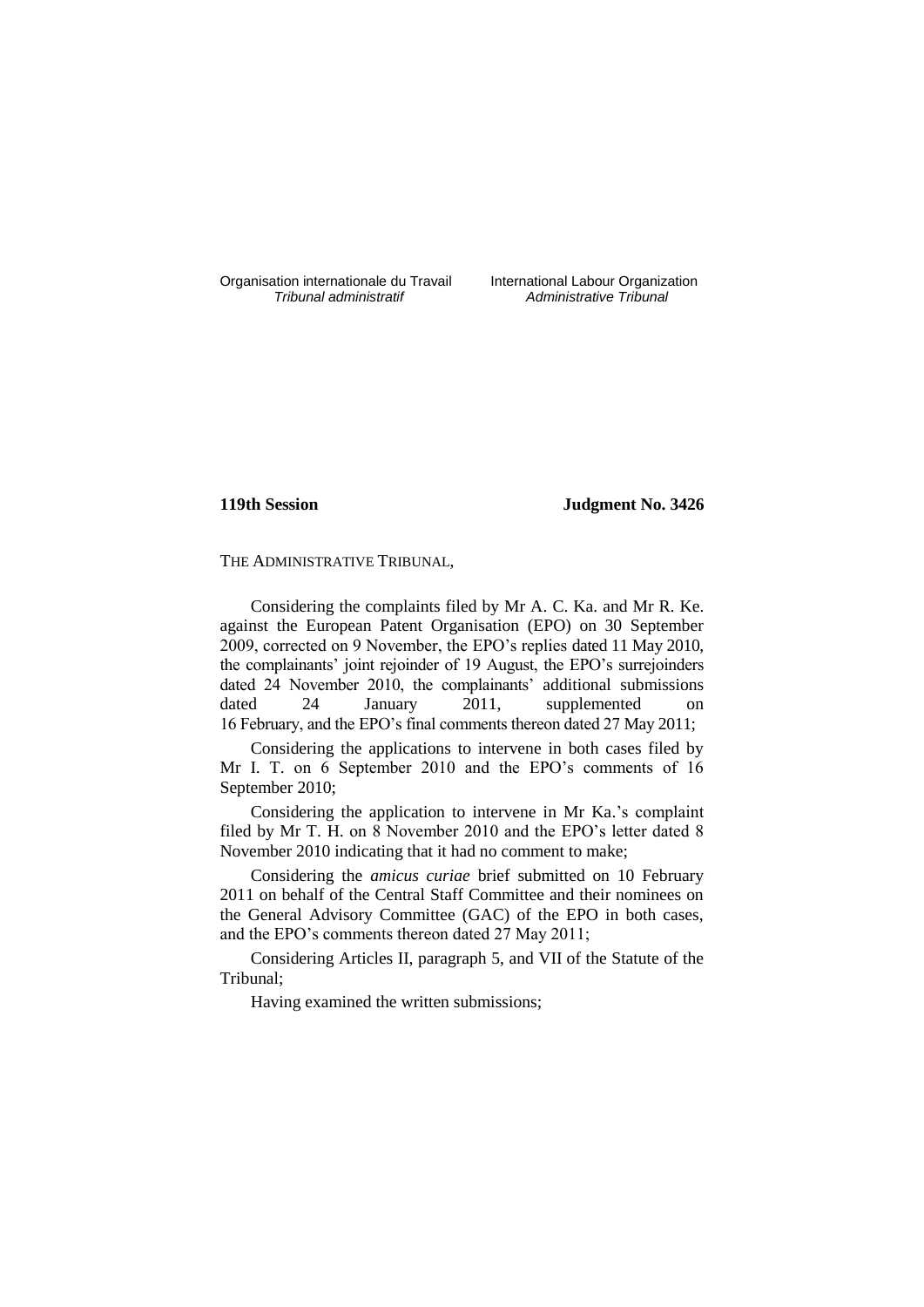Organisation internationale du Travail
*Tribunal administratif*

International Labour Organization
*Administrative Tribunal*

**119th Session** **Judgment No. 3426**

THE ADMINISTRATIVE TRIBUNAL,

Considering the complaints filed by Mr A. C. Ka. and Mr R. Ke. against the European Patent Organisation (EPO) on 30 September 2009, corrected on 9 November, the EPO's replies dated 11 May 2010, the complainants' joint rejoinder of 19 August, the EPO's surrejoinders dated 24 November 2010, the complainants' additional submissions dated 24 January 2011, supplemented on 16 February, and the EPO's final comments thereon dated 27 May 2011;

Considering the applications to intervene in both cases filed by Mr I. T. on 6 September 2010 and the EPO's comments of 16 September 2010;

Considering the application to intervene in Mr Ka.'s complaint filed by Mr T. H. on 8 November 2010 and the EPO's letter dated 8 November 2010 indicating that it had no comment to make;

Considering the *amicus curiae* brief submitted on 10 February 2011 on behalf of the Central Staff Committee and their nominees on the General Advisory Committee (GAC) of the EPO in both cases, and the EPO's comments thereon dated 27 May 2011;

Considering Articles II, paragraph 5, and VII of the Statute of the Tribunal;

Having examined the written submissions;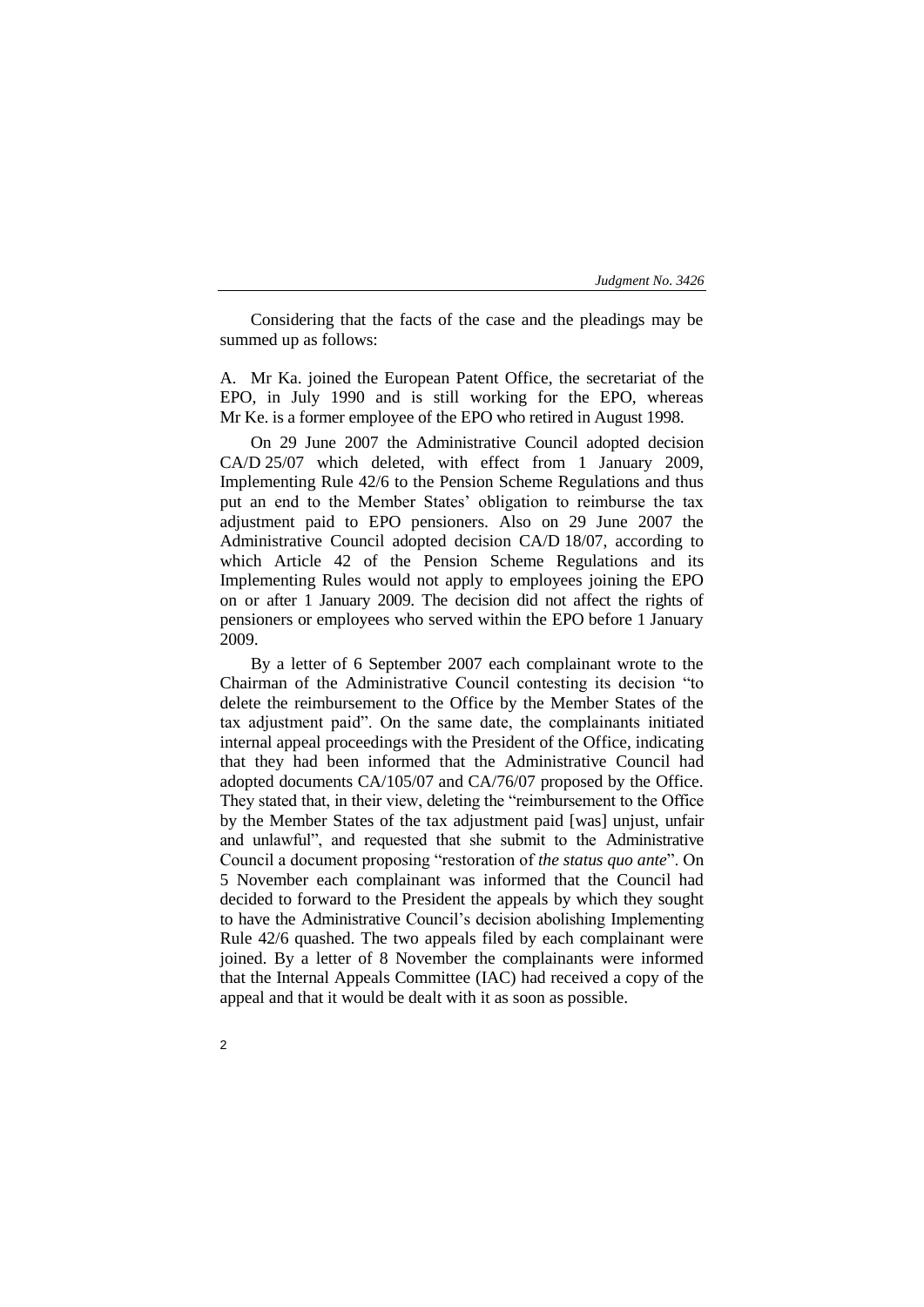Considering that the facts of the case and the pleadings may be summed up as follows:

A. Mr Ka. joined the European Patent Office, the secretariat of the EPO, in July 1990 and is still working for the EPO, whereas Mr Ke. is a former employee of the EPO who retired in August 1998.

On 29 June 2007 the Administrative Council adopted decision CA/D 25/07 which deleted, with effect from 1 January 2009, Implementing Rule 42/6 to the Pension Scheme Regulations and thus put an end to the Member States' obligation to reimburse the tax adjustment paid to EPO pensioners. Also on 29 June 2007 the Administrative Council adopted decision CA/D 18/07, according to which Article 42 of the Pension Scheme Regulations and its Implementing Rules would not apply to employees joining the EPO on or after 1 January 2009. The decision did not affect the rights of pensioners or employees who served within the EPO before 1 January 2009.

By a letter of 6 September 2007 each complainant wrote to the Chairman of the Administrative Council contesting its decision "to delete the reimbursement to the Office by the Member States of the tax adjustment paid". On the same date, the complainants initiated internal appeal proceedings with the President of the Office, indicating that they had been informed that the Administrative Council had adopted documents CA/105/07 and CA/76/07 proposed by the Office. They stated that, in their view, deleting the "reimbursement to the Office by the Member States of the tax adjustment paid [was] unjust, unfair and unlawful", and requested that she submit to the Administrative Council a document proposing "restoration of *the status quo ante*". On 5 November each complainant was informed that the Council had decided to forward to the President the appeals by which they sought to have the Administrative Council's decision abolishing Implementing Rule 42/6 quashed. The two appeals filed by each complainant were joined. By a letter of 8 November the complainants were informed that the Internal Appeals Committee (IAC) had received a copy of the appeal and that it would be dealt with as soon as possible.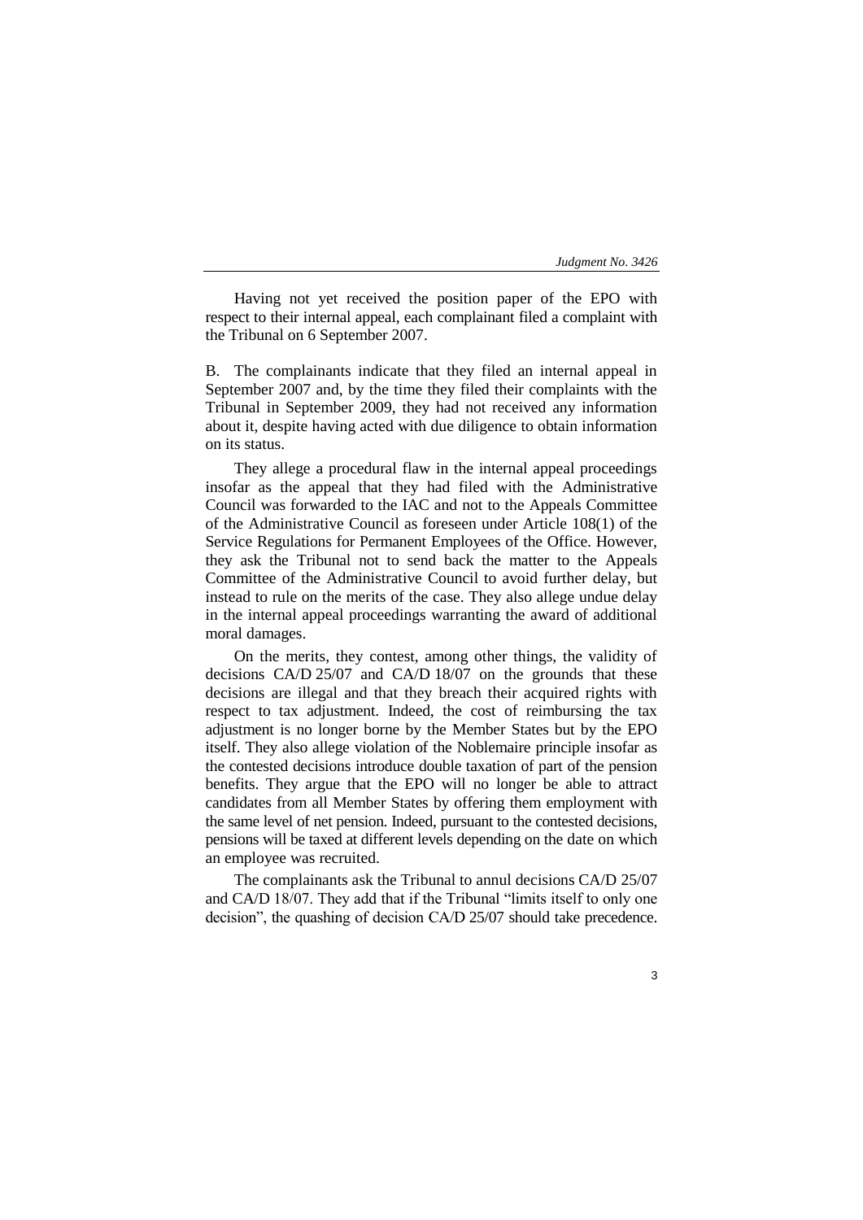Having not yet received the position paper of the EPO with respect to their internal appeal, each complainant filed a complaint with the Tribunal on 6 September 2007.

B. The complainants indicate that they filed an internal appeal in September 2007 and, by the time they filed their complaints with the Tribunal in September 2009, they had not received any information about it, despite having acted with due diligence to obtain information on its status.

They allege a procedural flaw in the internal appeal proceedings insofar as the appeal that they had filed with the Administrative Council was forwarded to the IAC and not to the Appeals Committee of the Administrative Council as foreseen under Article 108(1) of the Service Regulations for Permanent Employees of the Office. However, they ask the Tribunal not to send back the matter to the Appeals Committee of the Administrative Council to avoid further delay, but instead to rule on the merits of the case. They also allege undue delay in the internal appeal proceedings warranting the award of additional moral damages.

On the merits, they contest, among other things, the validity of decisions CA/D 25/07 and CA/D 18/07 on the grounds that these decisions are illegal and that they breach their acquired rights with respect to tax adjustment. Indeed, the cost of reimbursing the tax adjustment is no longer borne by the Member States but by the EPO itself. They also allege violation of the Noblemaire principle insofar as the contested decisions introduce double taxation of part of the pension benefits. They argue that the EPO will no longer be able to attract candidates from all Member States by offering them employment with the same level of net pension. Indeed, pursuant to the contested decisions, pensions will be taxed at different levels depending on the date on which an employee was recruited.

The complainants ask the Tribunal to annul decisions CA/D 25/07 and CA/D 18/07. They add that if the Tribunal "limits itself to only one decision", the quashing of decision CA/D 25/07 should take precedence.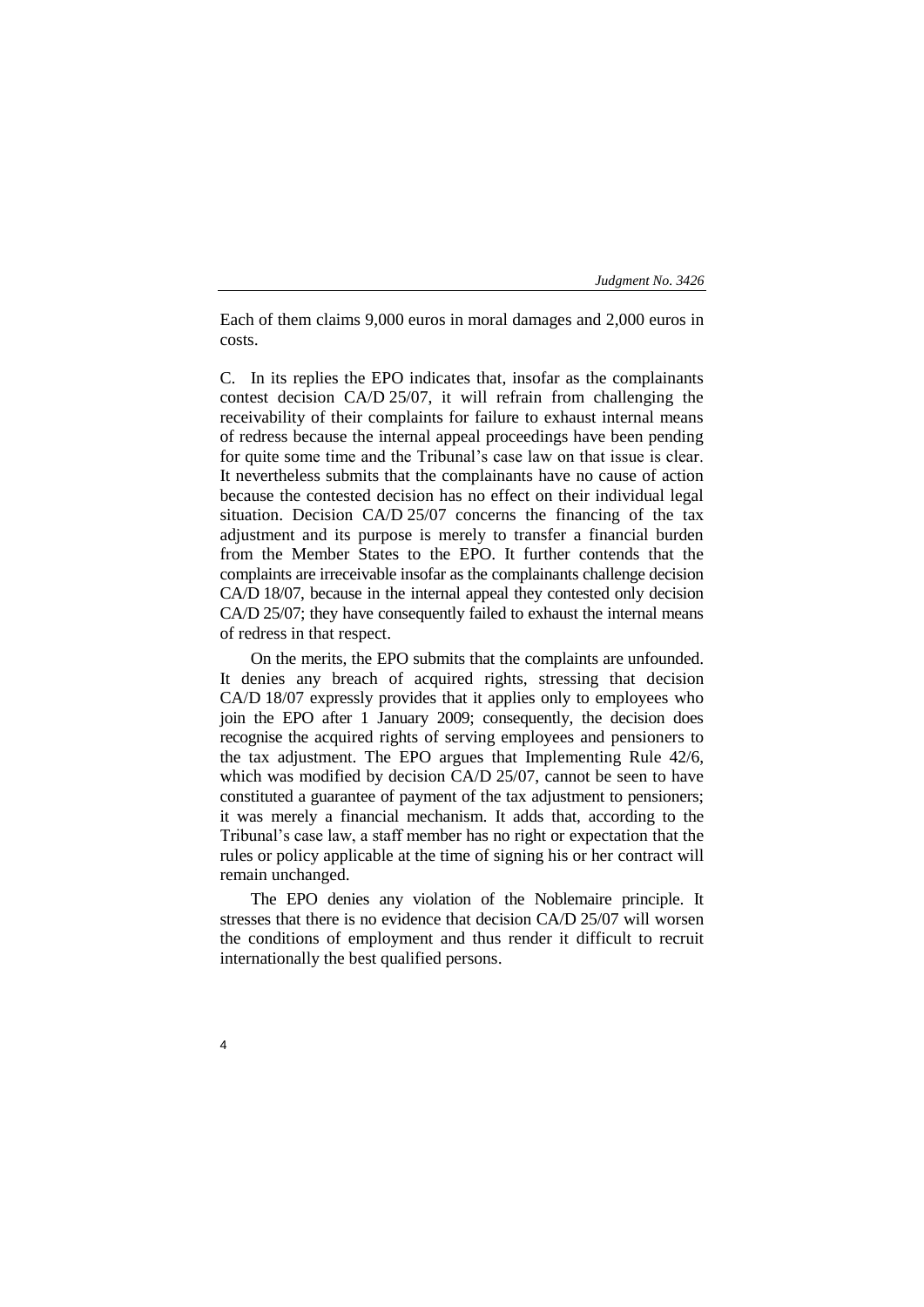Each of them claims 9,000 euros in moral damages and 2,000 euros in costs.

C. In its replies the EPO indicates that, insofar as the complainants contest decision CA/D 25/07, it will refrain from challenging the receivability of their complaints for failure to exhaust internal means of redress because the internal appeal proceedings have been pending for quite some time and the Tribunal’s case law on that issue is clear. It nevertheless submits that the complainants have no cause of action because the contested decision has no effect on their individual legal situation. Decision CA/D 25/07 concerns the financing of the tax adjustment and its purpose is merely to transfer a financial burden from the Member States to the EPO. It further contends that the complaints are irreceivable insofar as the complainants challenge decision CA/D 18/07, because in the internal appeal they contested only decision CA/D 25/07; they have consequently failed to exhaust the internal means of redress in that respect.

On the merits, the EPO submits that the complaints are unfounded. It denies any breach of acquired rights, stressing that decision CA/D 18/07 expressly provides that it applies only to employees who join the EPO after 1 January 2009; consequently, the decision does recognise the acquired rights of serving employees and pensioners to the tax adjustment. The EPO argues that Implementing Rule 42/6, which was modified by decision CA/D 25/07, cannot be seen to have constituted a guarantee of payment of the tax adjustment to pensioners; it was merely a financial mechanism. It adds that, according to the Tribunal’s case law, a staff member has no right or expectation that the rules or policy applicable at the time of signing his or her contract will remain unchanged.

The EPO denies any violation of the Noblemaire principle. It stresses that there is no evidence that decision CA/D 25/07 will worsen the conditions of employment and thus render it difficult to recruit internationally the best qualified persons.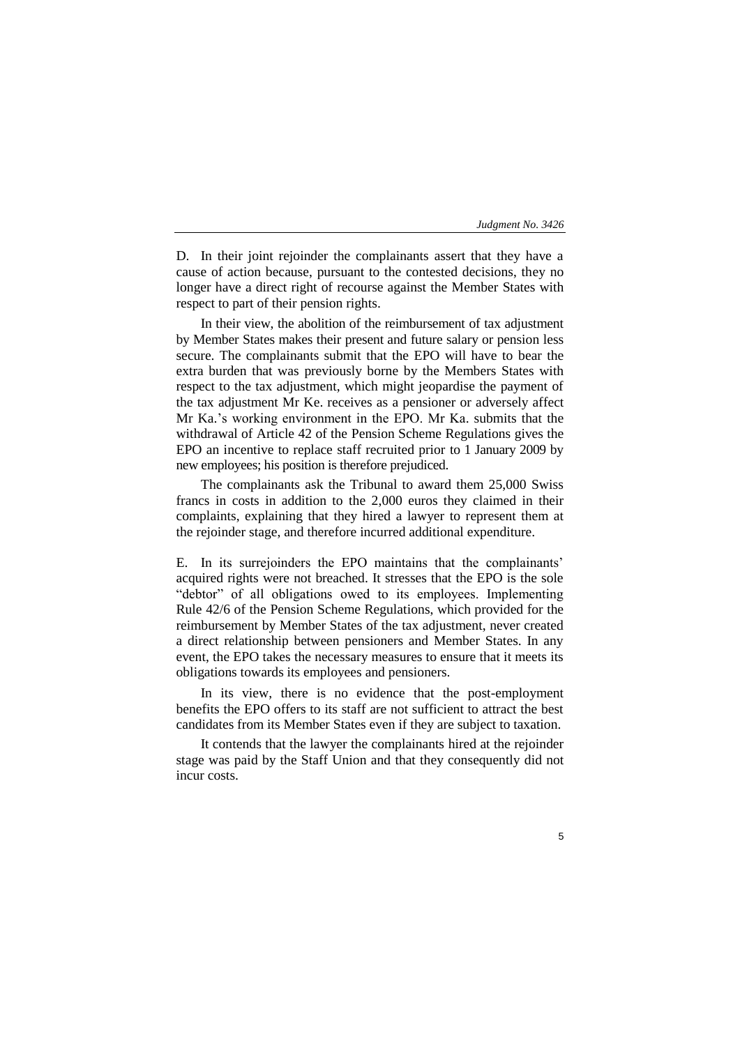D. In their joint rejoinder the complainants assert that they have a cause of action because, pursuant to the contested decisions, they no longer have a direct right of recourse against the Member States with respect to part of their pension rights.

In their view, the abolition of the reimbursement of tax adjustment by Member States makes their present and future salary or pension less secure. The complainants submit that the EPO will have to bear the extra burden that was previously borne by the Members States with respect to the tax adjustment, which might jeopardise the payment of the tax adjustment Mr Ke. receives as a pensioner or adversely affect Mr Ka.'s working environment in the EPO. Mr Ka. submits that the withdrawal of Article 42 of the Pension Scheme Regulations gives the EPO an incentive to replace staff recruited prior to 1 January 2009 by new employees; his position is therefore prejudiced.

The complainants ask the Tribunal to award them 25,000 Swiss francs in costs in addition to the 2,000 euros they claimed in their complaints, explaining that they hired a lawyer to represent them at the rejoinder stage, and therefore incurred additional expenditure.

E. In its surrejoinders the EPO maintains that the complainants' acquired rights were not breached. It stresses that the EPO is the sole "debtor" of all obligations owed to its employees. Implementing Rule 42/6 of the Pension Scheme Regulations, which provided for the reimbursement by Member States of the tax adjustment, never created a direct relationship between pensioners and Member States. In any event, the EPO takes the necessary measures to ensure that it meets its obligations towards its employees and pensioners.

In its view, there is no evidence that the post-employment benefits the EPO offers to its staff are not sufficient to attract the best candidates from its Member States even if they are subject to taxation.

It contends that the lawyer the complainants hired at the rejoinder stage was paid by the Staff Union and that they consequently did not incur costs.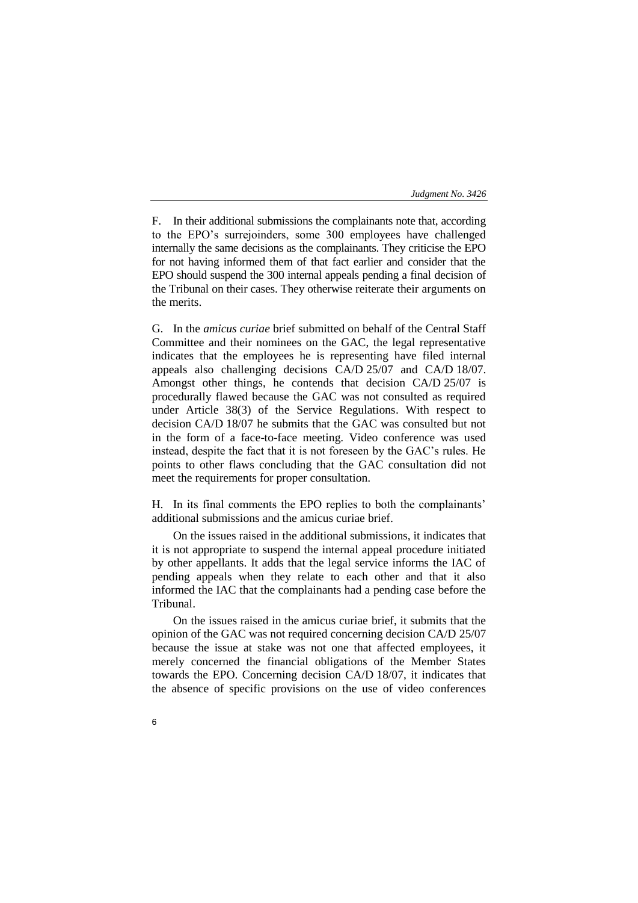F. In their additional submissions the complainants note that, according to the EPO's surrejoinders, some 300 employees have challenged internally the same decisions as the complainants. They criticise the EPO for not having informed them of that fact earlier and consider that the EPO should suspend the 300 internal appeals pending a final decision of the Tribunal on their cases. They otherwise reiterate their arguments on the merits.

G. In the *amicus curiae* brief submitted on behalf of the Central Staff Committee and their nominees on the GAC, the legal representative indicates that the employees he is representing have filed internal appeals also challenging decisions CA/D 25/07 and CA/D 18/07. Amongst other things, he contends that decision CA/D 25/07 is procedurally flawed because the GAC was not consulted as required under Article 38(3) of the Service Regulations. With respect to decision CA/D 18/07 he submits that the GAC was consulted but not in the form of a face-to-face meeting. Video conference was used instead, despite the fact that it is not foreseen by the GAC's rules. He points to other flaws concluding that the GAC consultation did not meet the requirements for proper consultation.

H. In its final comments the EPO replies to both the complainants' additional submissions and the amicus curiae brief.

On the issues raised in the additional submissions, it indicates that it is not appropriate to suspend the internal appeal procedure initiated by other appellants. It adds that the legal service informs the IAC of pending appeals when they relate to each other and that it also informed the IAC that the complainants had a pending case before the Tribunal.

On the issues raised in the amicus curiae brief, it submits that the opinion of the GAC was not required concerning decision CA/D 25/07 because the issue at stake was not one that affected employees, it merely concerned the financial obligations of the Member States towards the EPO. Concerning decision CA/D 18/07, it indicates that the absence of specific provisions on the use of video conferences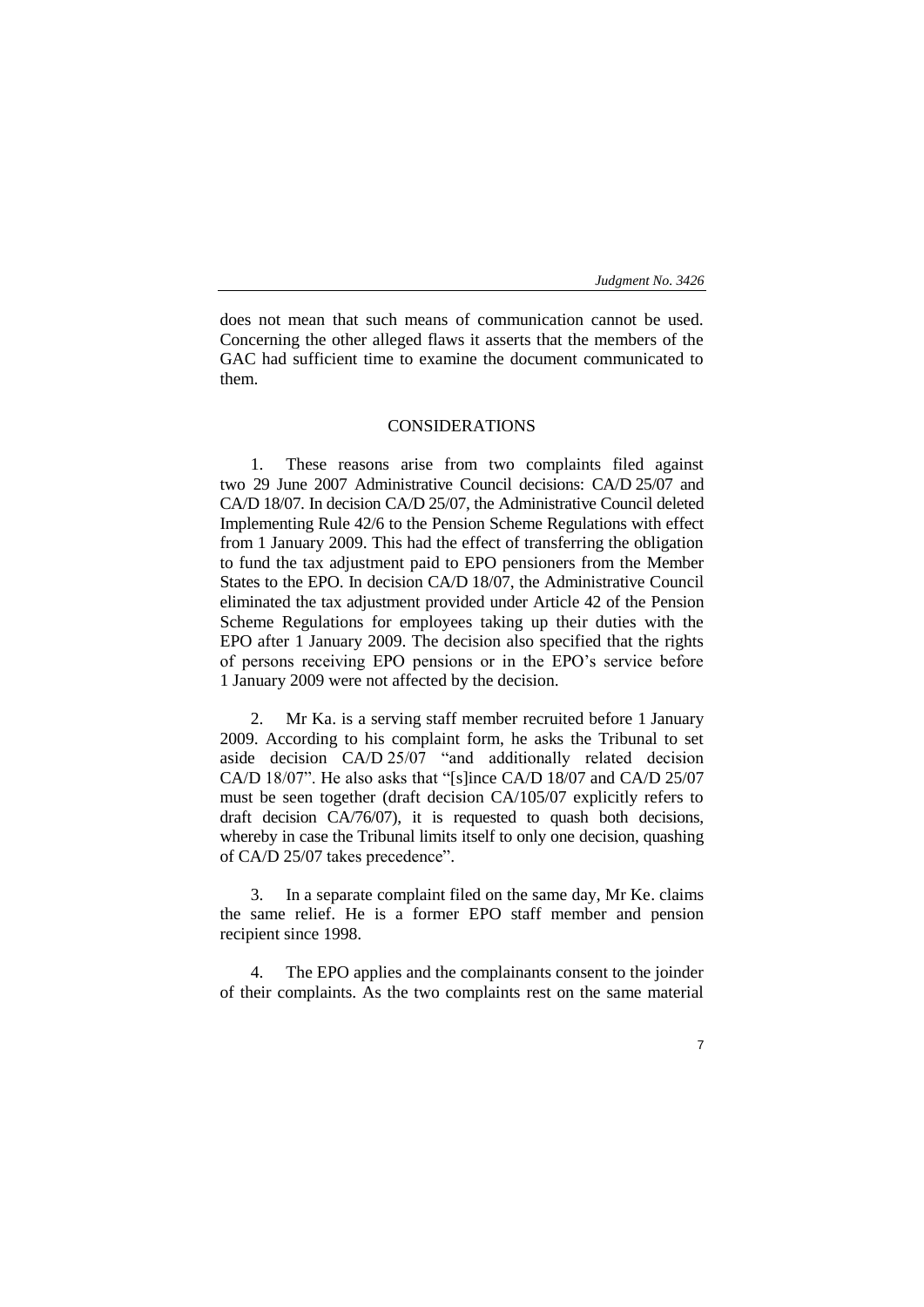does not mean that such means of communication cannot be used. Concerning the other alleged flaws it asserts that the members of the GAC had sufficient time to examine the document communicated to them.

## CONSIDERATIONS

1. These reasons arise from two complaints filed against two 29 June 2007 Administrative Council decisions: CA/D 25/07 and CA/D 18/07. In decision CA/D 25/07, the Administrative Council deleted Implementing Rule 42/6 to the Pension Scheme Regulations with effect from 1 January 2009. This had the effect of transferring the obligation to fund the tax adjustment paid to EPO pensioners from the Member States to the EPO. In decision CA/D 18/07, the Administrative Council eliminated the tax adjustment provided under Article 42 of the Pension Scheme Regulations for employees taking up their duties with the EPO after 1 January 2009. The decision also specified that the rights of persons receiving EPO pensions or in the EPO's service before 1 January 2009 were not affected by the decision.

2. Mr Ka. is a serving staff member recruited before 1 January 2009. According to his complaint form, he asks the Tribunal to set aside decision CA/D 25/07 "and additionally related decision CA/D 18/07". He also asks that "[s]ince CA/D 18/07 and CA/D 25/07 must be seen together (draft decision CA/105/07 explicitly refers to draft decision CA/76/07), it is requested to quash both decisions, whereby in case the Tribunal limits itself to only one decision, quashing of CA/D 25/07 takes precedence".

3. In a separate complaint filed on the same day, Mr Ke. claims the same relief. He is a former EPO staff member and pension recipient since 1998.

4. The EPO applies and the complainants consent to the joinder of their complaints. As the two complaints rest on the same material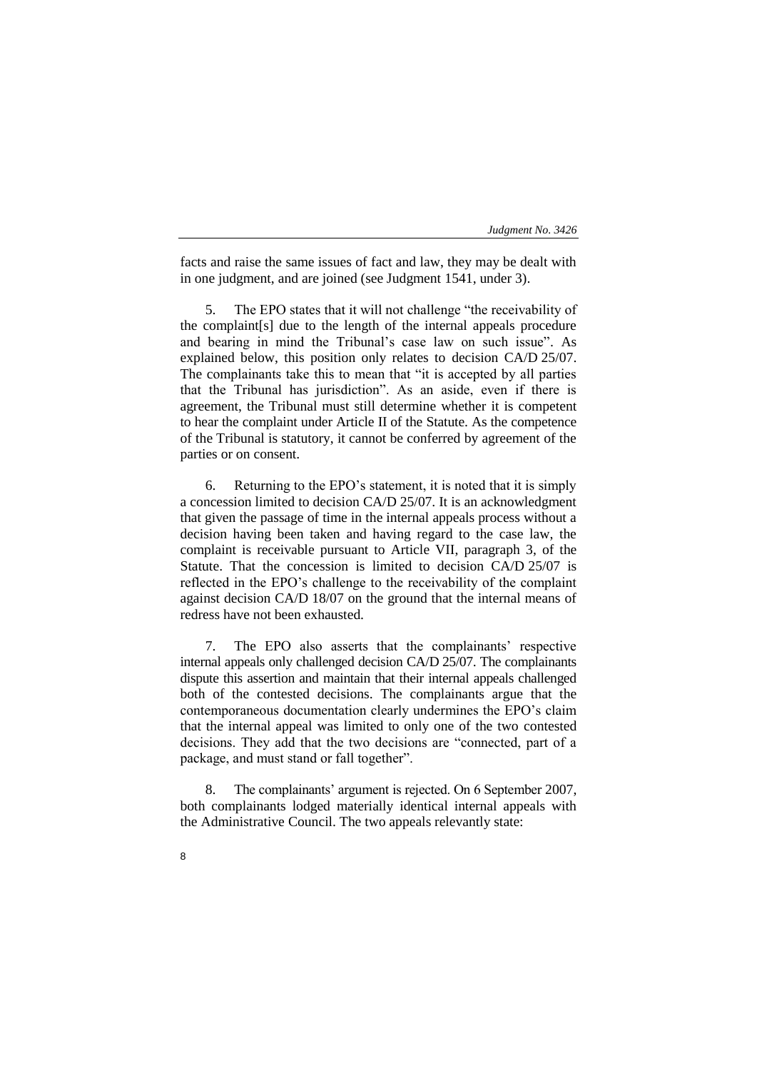facts and raise the same issues of fact and law, they may be dealt with in one judgment, and are joined (see Judgment 1541, under 3).

5. The EPO states that it will not challenge "the receivability of the complaint[s] due to the length of the internal appeals procedure and bearing in mind the Tribunal's case law on such issue". As explained below, this position only relates to decision CA/D 25/07. The complainants take this to mean that "it is accepted by all parties that the Tribunal has jurisdiction". As an aside, even if there is agreement, the Tribunal must still determine whether it is competent to hear the complaint under Article II of the Statute. As the competence of the Tribunal is statutory, it cannot be conferred by agreement of the parties or on consent.

6. Returning to the EPO's statement, it is noted that it is simply a concession limited to decision CA/D 25/07. It is an acknowledgment that given the passage of time in the internal appeals process without a decision having been taken and having regard to the case law, the complaint is receivable pursuant to Article VII, paragraph 3, of the Statute. That the concession is limited to decision CA/D 25/07 is reflected in the EPO's challenge to the receivability of the complaint against decision CA/D 18/07 on the ground that the internal means of redress have not been exhausted.

7. The EPO also asserts that the complainants' respective internal appeals only challenged decision CA/D 25/07. The complainants dispute this assertion and maintain that their internal appeals challenged both of the contested decisions. The complainants argue that the contemporaneous documentation clearly undermines the EPO's claim that the internal appeal was limited to only one of the two contested decisions. They add that the two decisions are "connected, part of a package, and must stand or fall together".

8. The complainants' argument is rejected. On 6 September 2007, both complainants lodged materially identical internal appeals with the Administrative Council. The two appeals relevantly state: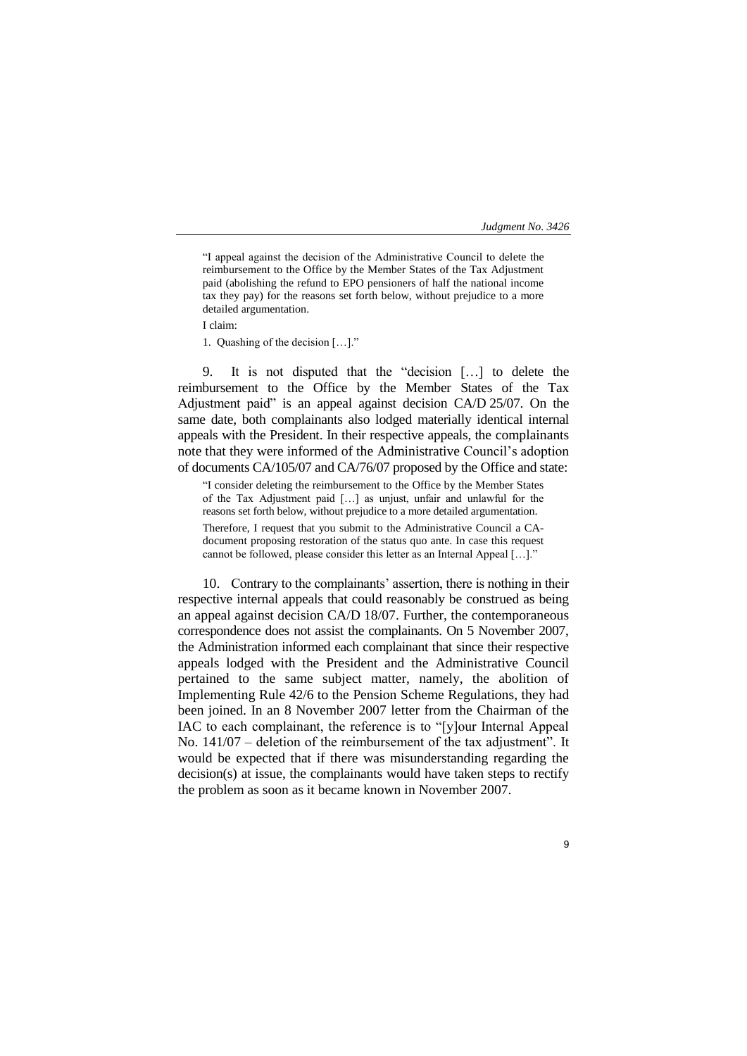> "I appeal against the decision of the Administrative Council to delete the reimbursement to the Office by the Member States of the Tax Adjustment paid (abolishing the refund to EPO pensioners of half the national income tax they pay) for the reasons set forth below, without prejudice to a more detailed argumentation.
>
> I claim:
>
> 1. Quashing of the decision […]."

9. It is not disputed that the "decision […] to delete the reimbursement to the Office by the Member States of the Tax Adjustment paid" is an appeal against decision CA/D 25/07. On the same date, both complainants also lodged materially identical internal appeals with the President. In their respective appeals, the complainants note that they were informed of the Administrative Council's adoption of documents CA/105/07 and CA/76/07 proposed by the Office and state:

> "I consider deleting the reimbursement to the Office by the Member States of the Tax Adjustment paid […] as unjust, unfair and unlawful for the reasons set forth below, without prejudice to a more detailed argumentation.
>
> Therefore, I request that you submit to the Administrative Council a CA-document proposing restoration of the status quo ante. In case this request cannot be followed, please consider this letter as an Internal Appeal […]."

10. Contrary to the complainants' assertion, there is nothing in their respective internal appeals that could reasonably be construed as being an appeal against decision CA/D 18/07. Further, the contemporaneous correspondence does not assist the complainants. On 5 November 2007, the Administration informed each complainant that since their respective appeals lodged with the President and the Administrative Council pertained to the same subject matter, namely, the abolition of Implementing Rule 42/6 to the Pension Scheme Regulations, they had been joined. In an 8 November 2007 letter from the Chairman of the IAC to each complainant, the reference is to "[y]our Internal Appeal No. 141/07 – deletion of the reimbursement of the tax adjustment". It would be expected that if there was misunderstanding regarding the decision(s) at issue, the complainants would have taken steps to rectify the problem as soon as it became known in November 2007.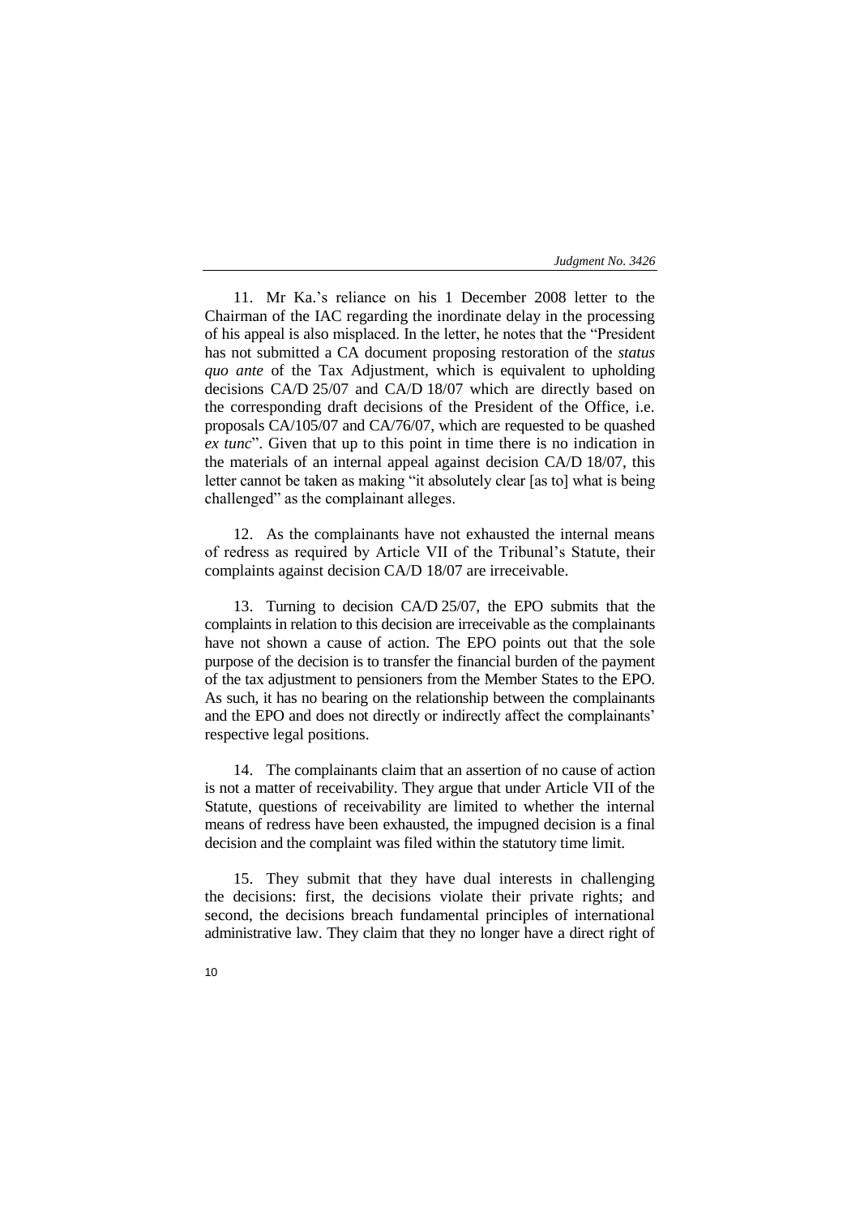11. Mr Ka.'s reliance on his 1 December 2008 letter to the Chairman of the IAC regarding the inordinate delay in the processing of his appeal is also misplaced. In the letter, he notes that the "President has not submitted a CA document proposing restoration of the *status quo ante* of the Tax Adjustment, which is equivalent to upholding decisions CA/D 25/07 and CA/D 18/07 which are directly based on the corresponding draft decisions of the President of the Office, i.e. proposals CA/105/07 and CA/76/07, which are requested to be quashed *ex tunc*". Given that up to this point in time there is no indication in the materials of an internal appeal against decision CA/D 18/07, this letter cannot be taken as making "it absolutely clear [as to] what is being challenged" as the complainant alleges.

12. As the complainants have not exhausted the internal means of redress as required by Article VII of the Tribunal's Statute, their complaints against decision CA/D 18/07 are irreceivable.

13. Turning to decision CA/D 25/07, the EPO submits that the complaints in relation to this decision are irreceivable as the complainants have not shown a cause of action. The EPO points out that the sole purpose of the decision is to transfer the financial burden of the payment of the tax adjustment to pensioners from the Member States to the EPO. As such, it has no bearing on the relationship between the complainants and the EPO and does not directly or indirectly affect the complainants' respective legal positions.

14. The complainants claim that an assertion of no cause of action is not a matter of receivability. They argue that under Article VII of the Statute, questions of receivability are limited to whether the internal means of redress have been exhausted, the impugned decision is a final decision and the complaint was filed within the statutory time limit.

15. They submit that they have dual interests in challenging the decisions: first, the decisions violate their private rights; and second, the decisions breach fundamental principles of international administrative law. They claim that they no longer have a direct right of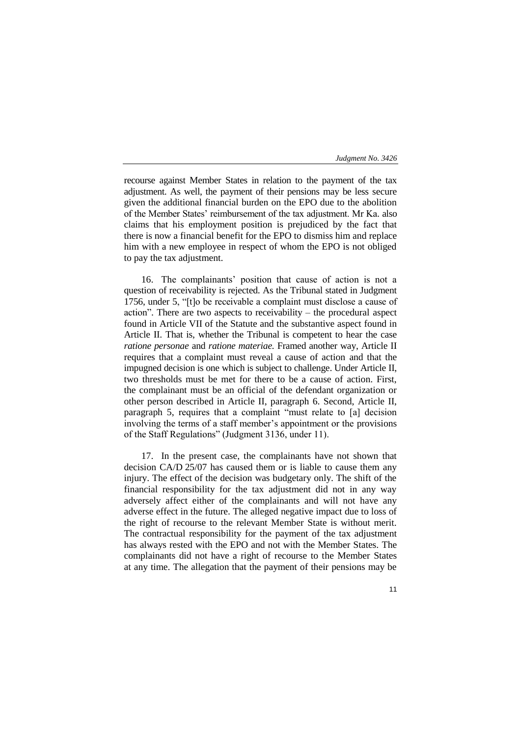recourse against Member States in relation to the payment of the tax adjustment. As well, the payment of their pensions may be less secure given the additional financial burden on the EPO due to the abolition of the Member States' reimbursement of the tax adjustment. Mr Ka. also claims that his employment position is prejudiced by the fact that there is now a financial benefit for the EPO to dismiss him and replace him with a new employee in respect of whom the EPO is not obliged to pay the tax adjustment.

16. The complainants' position that cause of action is not a question of receivability is rejected. As the Tribunal stated in Judgment 1756, under 5, "[t]o be receivable a complaint must disclose a cause of action". There are two aspects to receivability – the procedural aspect found in Article VII of the Statute and the substantive aspect found in Article II. That is, whether the Tribunal is competent to hear the case *ratione personae* and *ratione materiae.* Framed another way, Article II requires that a complaint must reveal a cause of action and that the impugned decision is one which is subject to challenge. Under Article II, two thresholds must be met for there to be a cause of action. First, the complainant must be an official of the defendant organization or other person described in Article II, paragraph 6. Second, Article II, paragraph 5, requires that a complaint "must relate to [a] decision involving the terms of a staff member's appointment or the provisions of the Staff Regulations" (Judgment 3136, under 11).

17. In the present case, the complainants have not shown that decision CA/D 25/07 has caused them or is liable to cause them any injury. The effect of the decision was budgetary only. The shift of the financial responsibility for the tax adjustment did not in any way adversely affect either of the complainants and will not have any adverse effect in the future. The alleged negative impact due to loss of the right of recourse to the relevant Member State is without merit. The contractual responsibility for the payment of the tax adjustment has always rested with the EPO and not with the Member States. The complainants did not have a right of recourse to the Member States at any time. The allegation that the payment of their pensions may be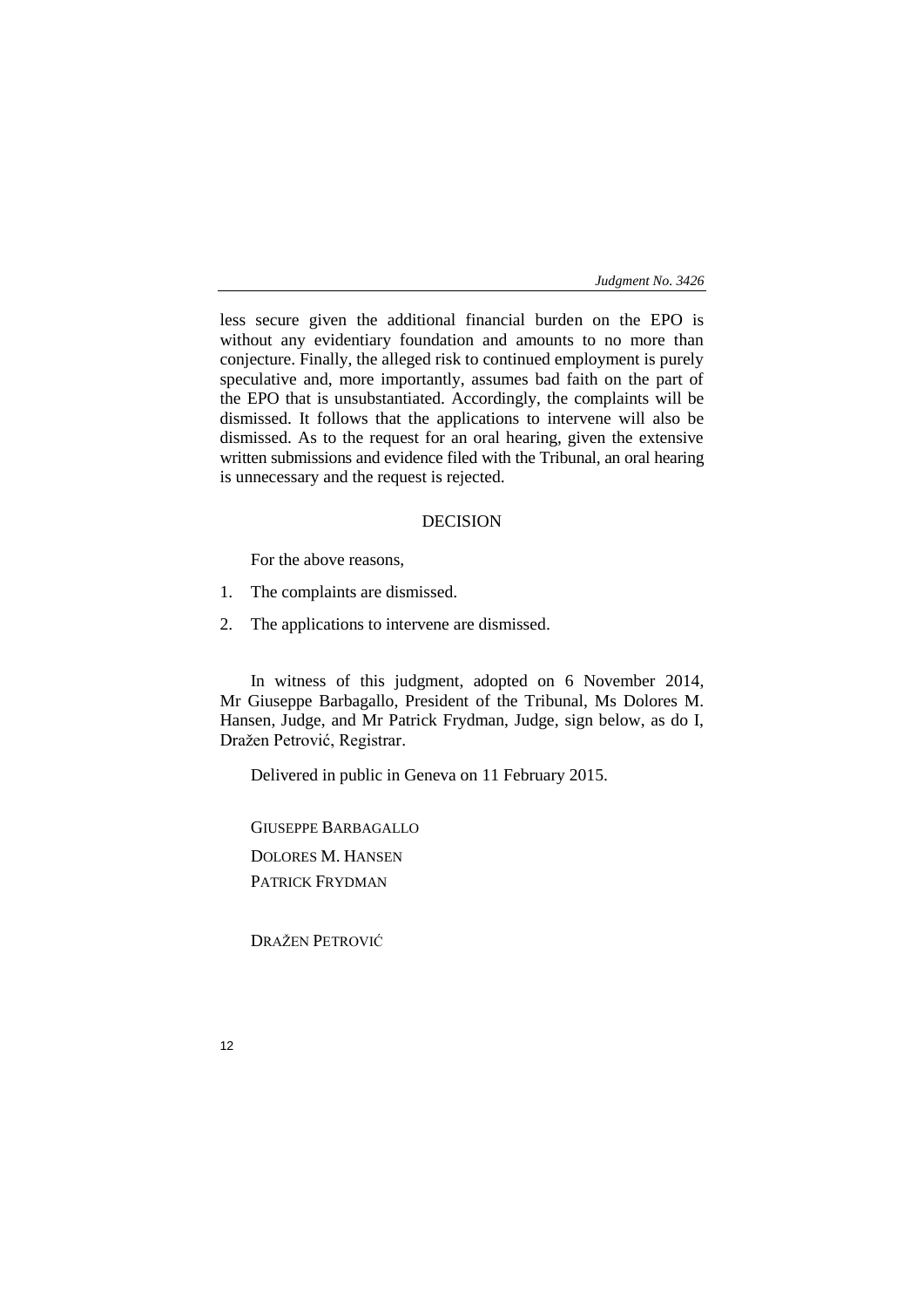less secure given the additional financial burden on the EPO is without any evidentiary foundation and amounts to no more than conjecture. Finally, the alleged risk to continued employment is purely speculative and, more importantly, assumes bad faith on the part of the EPO that is unsubstantiated. Accordingly, the complaints will be dismissed. It follows that the applications to intervene will also be dismissed. As to the request for an oral hearing, given the extensive written submissions and evidence filed with the Tribunal, an oral hearing is unnecessary and the request is rejected.

## DECISION

For the above reasons,

1. The complaints are dismissed.
2. The applications to intervene are dismissed.

In witness of this judgment, adopted on 6 November 2014, Mr Giuseppe Barbagallo, President of the Tribunal, Ms Dolores M. Hansen, Judge, and Mr Patrick Frydman, Judge, sign below, as do I, Dražen Petrović, Registrar.

Delivered in public in Geneva on 11 February 2015.

GIUSEPPE BARBAGALLO

DOLORES M. HANSEN

PATRICK FRYDMAN

DRAŽEN PETROVIĆ